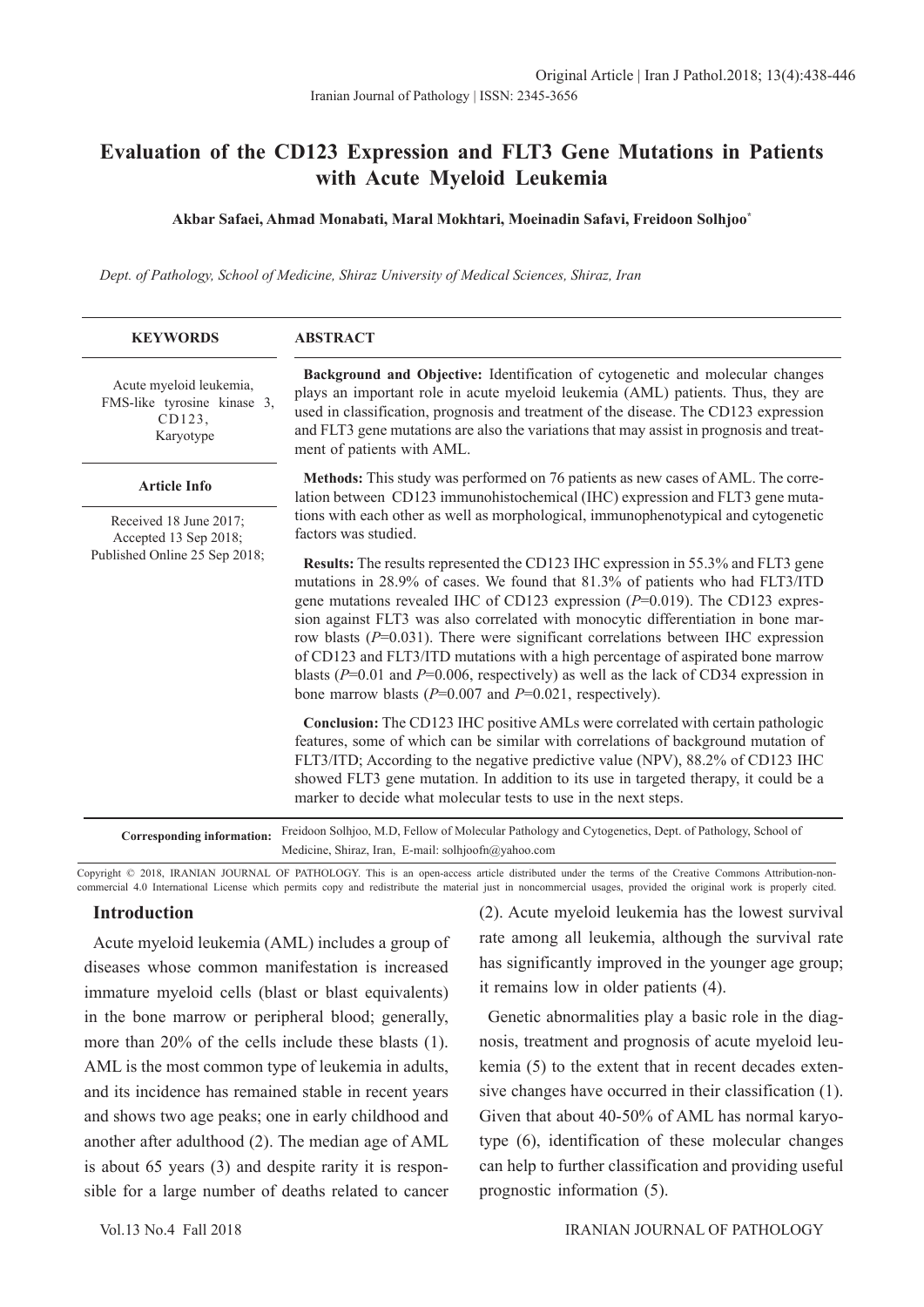# Evaluation of the CD123 Expression and FLT3 Gene Mutations in Patients with Acute Myeloid Leukemia

**Akbar Safaei, Ahmad Monabati, Maral Mokhtari, Moeinadin Safavi, Freidoon Solhjoo***

*Dept. of Pathology, School of Medicine, Shiraz University of Medical Sciences, Shiraz, Iran*

**KEYWORDS**

Acute myeloid leukemia, FMS-like tyrosine kinase 3, CD123, Karyotype

**Article Info**

Received 18 June 2017;
Accepted 13 Sep 2018;
Published Online 25 Sep 2018;

**ABSTRACT**

**Background and Objective:** Identification of cytogenetic and molecular changes plays an important role in acute myeloid leukemia (AML) patients. Thus, they are used in classification, prognosis and treatment of the disease. The CD123 expression and FLT3 gene mutations are also the variations that may assist in prognosis and treatment of patients with AML.

**Methods:** This study was performed on 76 patients as new cases of AML. The correlation between CD123 immunohistochemical (IHC) expression and FLT3 gene mutations with each other as well as morphological, immunophenotypical and cytogenetic factors was studied.

**Results:** The results represented the CD123 IHC expression in 55.3% and FLT3 gene mutations in 28.9% of cases. We found that 81.3% of patients who had FLT3/ITD gene mutations revealed IHC of CD123 expression (*P*=0.019). The CD123 expression against FLT3 was also correlated with monocytic differentiation in bone marrow blasts (*P*=0.031). There were significant correlations between IHC expression of CD123 and FLT3/ITD mutations with a high percentage of aspirated bone marrow blasts (*P*=0.01 and *P*=0.006, respectively) as well as the lack of CD34 expression in bone marrow blasts (*P*=0.007 and *P*=0.021, respectively).

**Conclusion:** The CD123 IHC positive AMLs were correlated with certain pathologic features, some of which can be similar with correlations of background mutation of FLT3/ITD; According to the negative predictive value (NPV), 88.2% of CD123 IHC showed FLT3 gene mutation. In addition to its use in targeted therapy, it could be a marker to decide what molecular tests to use in the next steps.

**Corresponding information:** Freidoon Solhjoo, M.D, Fellow of Molecular Pathology and Cytogenetics, Dept. of Pathology, School of Medicine, Shiraz, Iran, E-mail: solhjoofn@yahoo.com

Copyright © 2018, IRANIAN JOURNAL OF PATHOLOGY. This is an open-access article distributed under the terms of the Creative Commons Attribution-noncommercial 4.0 International License which permits copy and redistribute the material just in noncommercial usages, provided the original work is properly cited.

## Introduction

Acute myeloid leukemia (AML) includes a group of diseases whose common manifestation is increased immature myeloid cells (blast or blast equivalents) in the bone marrow or peripheral blood; generally, more than 20% of the cells include these blasts (1). AML is the most common type of leukemia in adults, and its incidence has remained stable in recent years and shows two age peaks; one in early childhood and another after adulthood (2). The median age of AML is about 65 years (3) and despite rarity it is responsible for a large number of deaths related to cancer (2). Acute myeloid leukemia has the lowest survival rate among all leukemia, although the survival rate has significantly improved in the younger age group; it remains low in older patients (4).

Genetic abnormalities play a basic role in the diagnosis, treatment and prognosis of acute myeloid leukemia (5) to the extent that in recent decades extensive changes have occurred in their classification (1). Given that about 40-50% of AML has normal karyotype (6), identification of these molecular changes can help to further classification and providing useful prognostic information (5).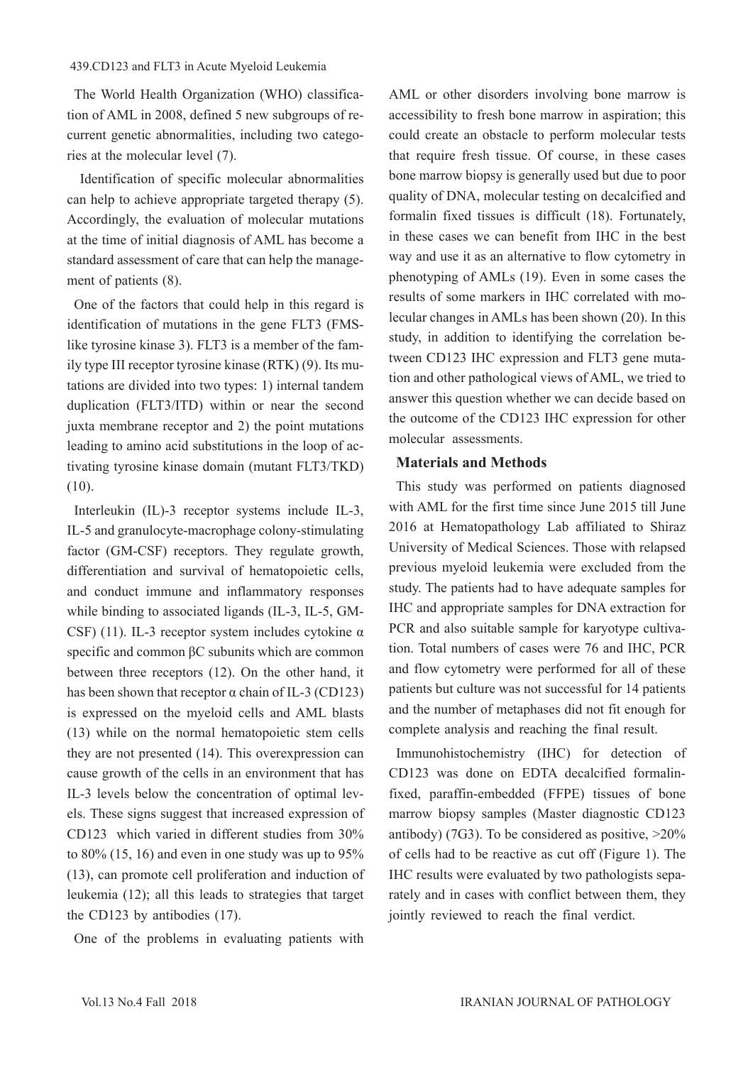The World Health Organization (WHO) classification of AML in 2008, defined 5 new subgroups of recurrent genetic abnormalities, including two categories at the molecular level (7).

Identification of specific molecular abnormalities can help to achieve appropriate targeted therapy (5). Accordingly, the evaluation of molecular mutations at the time of initial diagnosis of AML has become a standard assessment of care that can help the management of patients (8).

One of the factors that could help in this regard is identification of mutations in the gene FLT3 (FMS-like tyrosine kinase 3). FLT3 is a member of the family type III receptor tyrosine kinase (RTK) (9). Its mutations are divided into two types: 1) internal tandem duplication (FLT3/ITD) within or near the second juxta membrane receptor and 2) the point mutations leading to amino acid substitutions in the loop of activating tyrosine kinase domain (mutant FLT3/TKD) (10).

Interleukin (IL)-3 receptor systems include IL-3, IL-5 and granulocyte-macrophage colony-stimulating factor (GM-CSF) receptors. They regulate growth, differentiation and survival of hematopoietic cells, and conduct immune and inflammatory responses while binding to associated ligands (IL-3, IL-5, GM-CSF) (11). IL-3 receptor system includes cytokine α specific and common βC subunits which are common between three receptors (12). On the other hand, it has been shown that receptor α chain of IL-3 (CD123) is expressed on the myeloid cells and AML blasts (13) while on the normal hematopoietic stem cells they are not presented (14). This overexpression can cause growth of the cells in an environment that has IL-3 levels below the concentration of optimal levels. These signs suggest that increased expression of CD123 which varied in different studies from 30% to 80% (15, 16) and even in one study was up to 95% (13), can promote cell proliferation and induction of leukemia (12); all this leads to strategies that target the CD123 by antibodies (17).

One of the problems in evaluating patients with AML or other disorders involving bone marrow is accessibility to fresh bone marrow in aspiration; this could create an obstacle to perform molecular tests that require fresh tissue. Of course, in these cases bone marrow biopsy is generally used but due to poor quality of DNA, molecular testing on decalcified and formalin fixed tissues is difficult (18). Fortunately, in these cases we can benefit from IHC in the best way and use it as an alternative to flow cytometry in phenotyping of AMLs (19). Even in some cases the results of some markers in IHC correlated with molecular changes in AMLs has been shown (20). In this study, in addition to identifying the correlation between CD123 IHC expression and FLT3 gene mutation and other pathological views of AML, we tried to answer this question whether we can decide based on the outcome of the CD123 IHC expression for other molecular assessments.

## Materials and Methods

This study was performed on patients diagnosed with AML for the first time since June 2015 till June 2016 at Hematopathology Lab affiliated to Shiraz University of Medical Sciences. Those with relapsed previous myeloid leukemia were excluded from the study. The patients had to have adequate samples for IHC and appropriate samples for DNA extraction for PCR and also suitable sample for karyotype cultivation. Total numbers of cases were 76 and IHC, PCR and flow cytometry were performed for all of these patients but culture was not successful for 14 patients and the number of metaphases did not fit enough for complete analysis and reaching the final result.

Immunohistochemistry (IHC) for detection of CD123 was done on EDTA decalcified formalin-fixed, paraffin-embedded (FFPE) tissues of bone marrow biopsy samples (Master diagnostic CD123 antibody) (7G3). To be considered as positive, >20% of cells had to be reactive as cut off (Figure 1). The IHC results were evaluated by two pathologists separately and in cases with conflict between them, they jointly reviewed to reach the final verdict.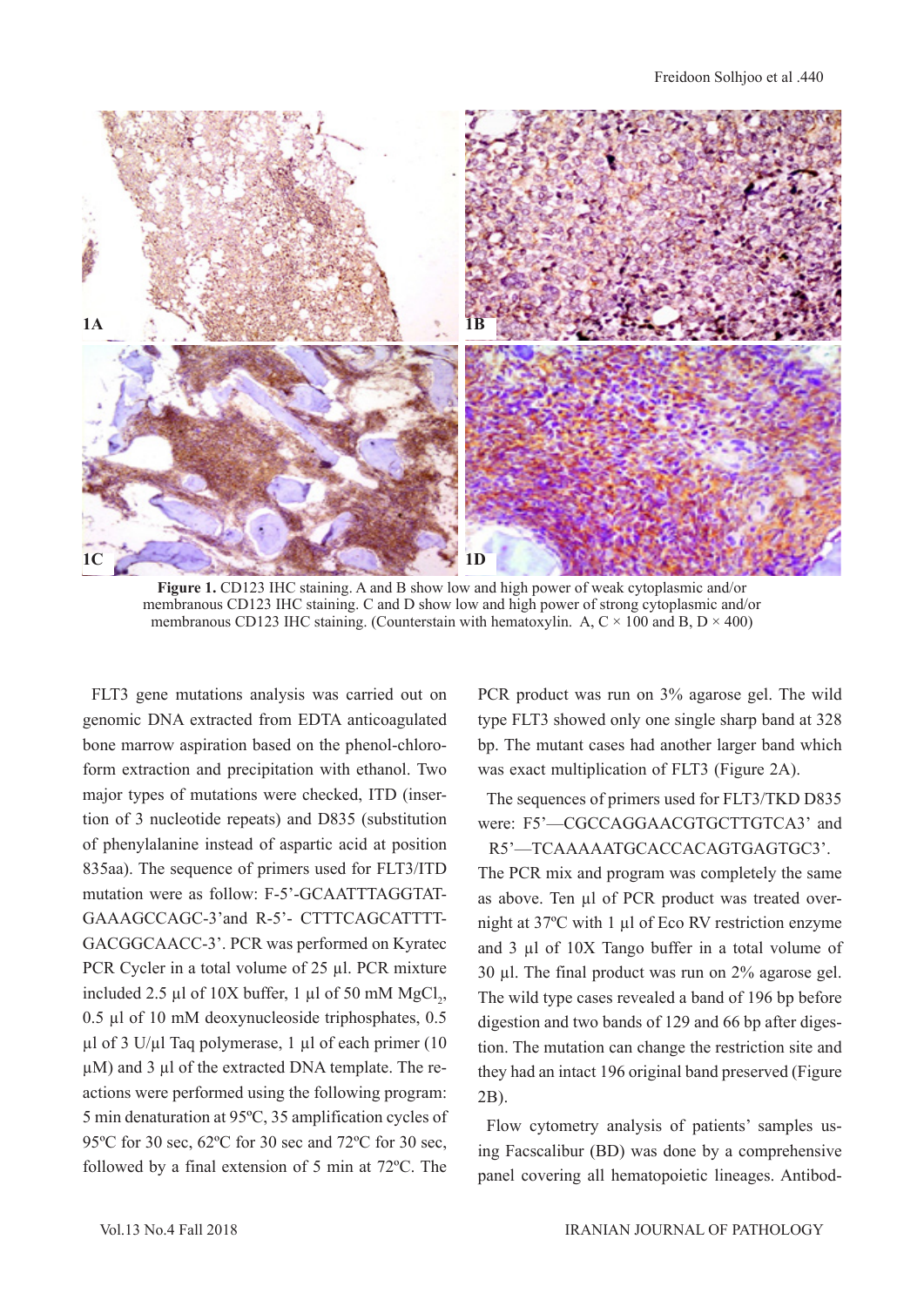**Figure 1.** CD123 IHC staining. A and B show low and high power of weak cytoplasmic and/or membranous CD123 IHC staining. C and D show low and high power of strong cytoplasmic and/or membranous CD123 IHC staining. (Counterstain with hematoxylin. A, C × 100 and B, D × 400)

FLT3 gene mutations analysis was carried out on genomic DNA extracted from EDTA anticoagulated bone marrow aspiration based on the phenol-chloroform extraction and precipitation with ethanol. Two major types of mutations were checked, ITD (insertion of 3 nucleotide repeats) and D835 (substitution of phenylalanine instead of aspartic acid at position 835aa). The sequence of primers used for FLT3/ITD mutation were as follow: F-5'-GCAATTTAGGTATGAAAGCCAGC-3'and R-5'- CTTTCAGCATTTTGACGGCAACC-3'. PCR was performed on Kyratec PCR Cycler in a total volume of 25 µl. PCR mixture included 2.5 µl of 10X buffer, 1 µl of 50 mM $MgCl_2$, 0.5 µl of 10 mM deoxynucleoside triphosphates, 0.5 µl of 3 U/µl Taq polymerase, 1 µl of each primer (10 µM) and 3 µl of the extracted DNA template. The reactions were performed using the following program: 5 min denaturation at 95ºC, 35 amplification cycles of 95ºC for 30 sec, 62ºC for 30 sec and 72ºC for 30 sec, followed by a final extension of 5 min at 72ºC. The PCR product was run on 3% agarose gel. The wild type FLT3 showed only one single sharp band at 328 bp. The mutant cases had another larger band which was exact multiplication of FLT3 (Figure 2A).

The sequences of primers used for FLT3/TKD D835 were: F5'—CGCCAGGAACGTGCTTGTCA3' and R5'—TCAAAAATGCACCACAGTGAGTGC3'. The PCR mix and program was completely the same as above. Ten µl of PCR product was treated overnight at 37ºC with 1 µl of Eco RV restriction enzyme and 3 µl of 10X Tango buffer in a total volume of 30 µl. The final product was run on 2% agarose gel. The wild type cases revealed a band of 196 bp before digestion and two bands of 129 and 66 bp after digestion. The mutation can change the restriction site and they had an intact 196 original band preserved (Figure 2B).

Flow cytometry analysis of patients' samples using Facscalibur (BD) was done by a comprehensive panel covering all hematopoietic lineages. Antibod-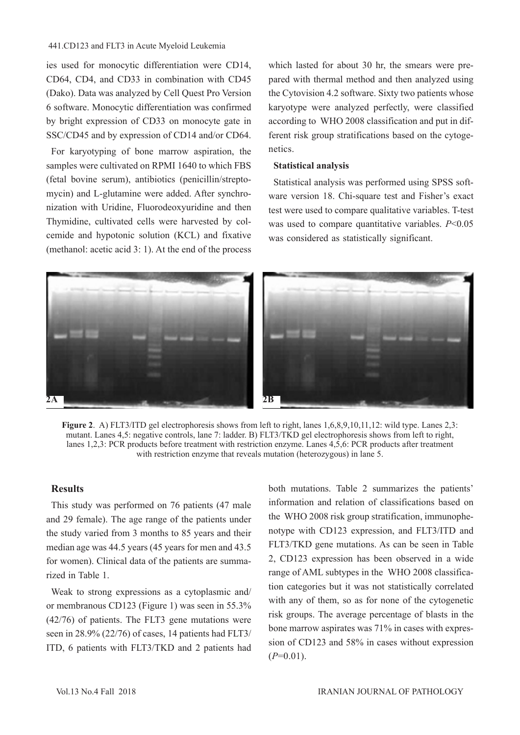ies used for monocytic differentiation were CD14, CD64, CD4, and CD33 in combination with CD45 (Dako). Data was analyzed by Cell Quest Pro Version 6 software. Monocytic differentiation was confirmed by bright expression of CD33 on monocyte gate in SSC/CD45 and by expression of CD14 and/or CD64.

For karyotyping of bone marrow aspiration, the samples were cultivated on RPMI 1640 to which FBS (fetal bovine serum), antibiotics (penicillin/streptomycin) and L-glutamine were added. After synchronization with Uridine, Fluorodeoxyuridine and then Thymidine, cultivated cells were harvested by colcemide and hypotonic solution (KCL) and fixative (methanol: acetic acid 3: 1). At the end of the process which lasted for about 30 hr, the smears were prepared with thermal method and then analyzed using the Cytovision 4.2 software. Sixty two patients whose karyotype were analyzed perfectly, were classified according to WHO 2008 classification and put in different risk group stratifications based on the cytogenetics.

### Statistical analysis

Statistical analysis was performed using SPSS software version 18. Chi-square test and Fisher's exact test were used to compare qualitative variables. T-test was used to compare quantitative variables. $P<0.05$ was considered as statistically significant.

**Figure 2**. A) FLT3/ITD gel electrophoresis shows from left to right, lanes 1,6,8,9,10,11,12: wild type. Lanes 2,3: mutant. Lanes 4,5: negative controls, lane 7: ladder. B) FLT3/TKD gel electrophoresis shows from left to right, lanes 1,2,3: PCR products before treatment with restriction enzyme. Lanes 4,5,6: PCR products after treatment with restriction enzyme that reveals mutation (heterozygous) in lane 5.

## Results

This study was performed on 76 patients (47 male and 29 female). The age range of the patients under the study varied from 3 months to 85 years and their median age was 44.5 years (45 years for men and 43.5 for women). Clinical data of the patients are summarized in Table 1.

Weak to strong expressions as a cytoplasmic and/or membranous CD123 (Figure 1) was seen in 55.3% (42/76) of patients. The FLT3 gene mutations were seen in 28.9% (22/76) of cases, 14 patients had FLT3/ITD, 6 patients with FLT3/TKD and 2 patients had both mutations. Table 2 summarizes the patients' information and relation of classifications based on the WHO 2008 risk group stratification, immunophenotype with CD123 expression, and FLT3/ITD and FLT3/TKD gene mutations. As can be seen in Table 2, CD123 expression has been observed in a wide range of AML subtypes in the WHO 2008 classification categories but it was not statistically correlated with any of them, so as for none of the cytogenetic risk groups. The average percentage of blasts in the bone marrow aspirates was 71% in cases with expression of CD123 and 58% in cases without expression ($P$=0.01).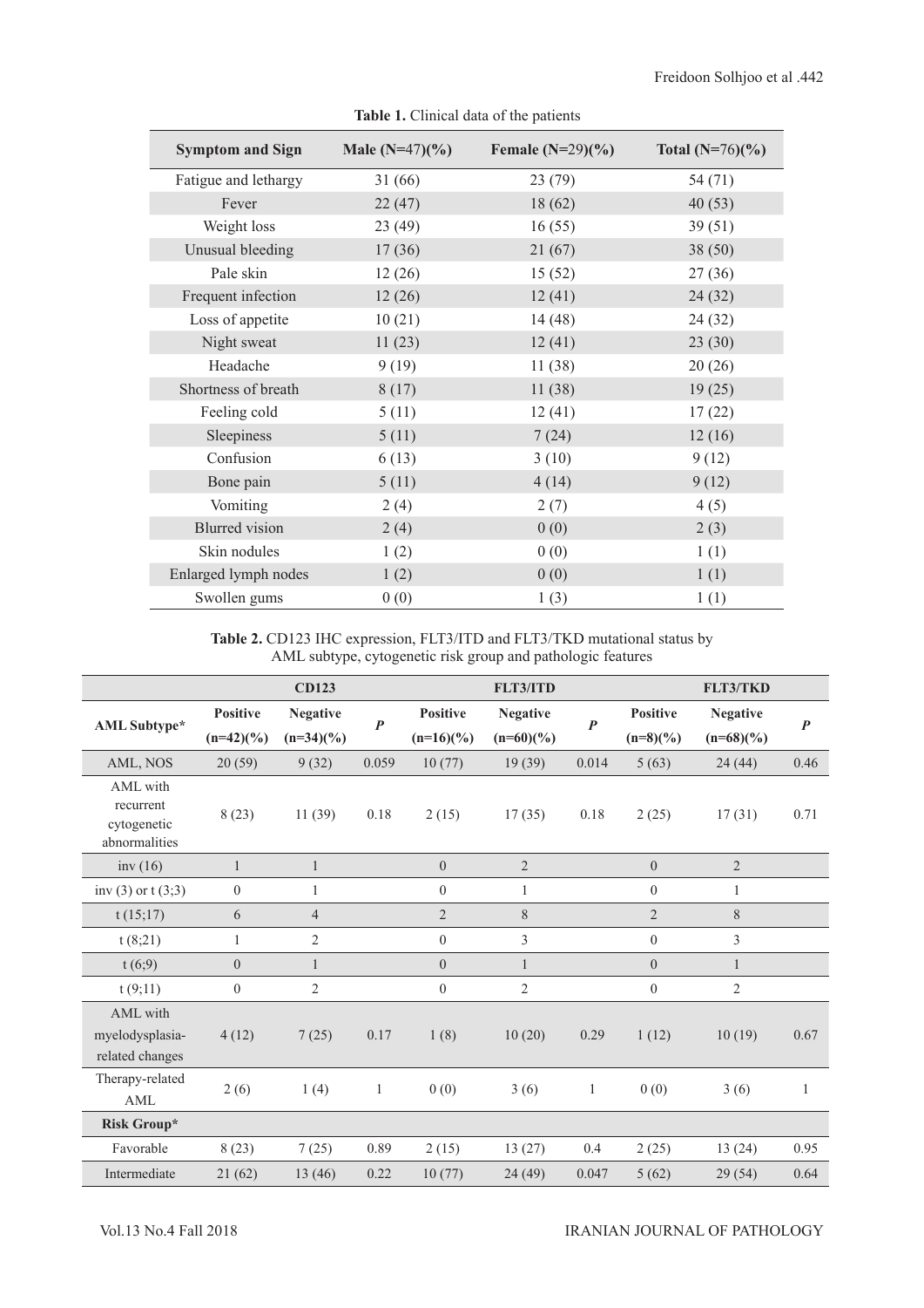**Table 1.** Clinical data of the patients

| Symptom and Sign | Male (N=47)(%) | Female (N=29)(%) | Total (N=76)(%) |
|---|---|---|---|
| Fatigue and lethargy | 31 (66) | 23 (79) | 54 (71) |
| Fever | 22 (47) | 18 (62) | 40 (53) |
| Weight loss | 23 (49) | 16 (55) | 39 (51) |
| Unusual bleeding | 17 (36) | 21 (67) | 38 (50) |
| Pale skin | 12 (26) | 15 (52) | 27 (36) |
| Frequent infection | 12 (26) | 12 (41) | 24 (32) |
| Loss of appetite | 10 (21) | 14 (48) | 24 (32) |
| Night sweat | 11 (23) | 12 (41) | 23 (30) |
| Headache | 9 (19) | 11 (38) | 20 (26) |
| Shortness of breath | 8 (17) | 11 (38) | 19 (25) |
| Feeling cold | 5 (11) | 12 (41) | 17 (22) |
| Sleepiness | 5 (11) | 7 (24) | 12 (16) |
| Confusion | 6 (13) | 3 (10) | 9 (12) |
| Bone pain | 5 (11) | 4 (14) | 9 (12) |
| Vomiting | 2 (4) | 2 (7) | 4 (5) |
| Blurred vision | 2 (4) | 0 (0) | 2 (3) |
| Skin nodules | 1 (2) | 0 (0) | 1 (1) |
| Enlarged lymph nodes | 1 (2) | 0 (0) | 1 (1) |
| Swollen gums | 0 (0) | 1 (3) | 1 (1) |

**Table 2.** CD123 IHC expression, FLT3/ITD and FLT3/TKD mutational status by AML subtype, cytogenetic risk group and pathologic features

| | CD123 | | | FLT3/ITD | | | FLT3/TKD | | |
|---|---|---|---|---|---|---|---|---|---|
| **AML Subtype*** | **Positive (n=42)(%)** | **Negative (n=34)(%)** | ***P*** | **Positive (n=16)(%)** | **Negative (n=60)(%)** | ***P*** | **Positive (n=8)(%)** | **Negative (n=68)(%)** | ***P*** |
| AML, NOS | 20 (59) | 9 (32) | 0.059 | 10 (77) | 19 (39) | 0.014 | 5 (63) | 24 (44) | 0.46 |
| AML with recurrent cytogenetic abnormalities | 8 (23) | 11 (39) | 0.18 | 2 (15) | 17 (35) | 0.18 | 2 (25) | 17 (31) | 0.71 |
| inv (16) | 1 | 1 | | 0 | 2 | | 0 | 2 | |
| inv (3) or t (3;3) | 0 | 1 | | 0 | 1 | | 0 | 1 | |
| t (15;17) | 6 | 4 | | 2 | 8 | | 2 | 8 | |
| t (8;21) | 1 | 2 | | 0 | 3 | | 0 | 3 | |
| t (6;9) | 0 | 1 | | 0 | 1 | | 0 | 1 | |
| t (9;11) | 0 | 2 | | 0 | 2 | | 0 | 2 | |
| AML with myelodysplasia-related changes | 4 (12) | 7 (25) | 0.17 | 1 (8) | 10 (20) | 0.29 | 1 (12) | 10 (19) | 0.67 |
| Therapy-related AML | 2 (6) | 1 (4) | 1 | 0 (0) | 3 (6) | 1 | 0 (0) | 3 (6) | 1 |
| **Risk Group*** | | | | | | | | | |
| Favorable | 8 (23) | 7 (25) | 0.89 | 2 (15) | 13 (27) | 0.4 | 2 (25) | 13 (24) | 0.95 |
| Intermediate | 21 (62) | 13 (46) | 0.22 | 10 (77) | 24 (49) | 0.047 | 5 (62) | 29 (54) | 0.64 |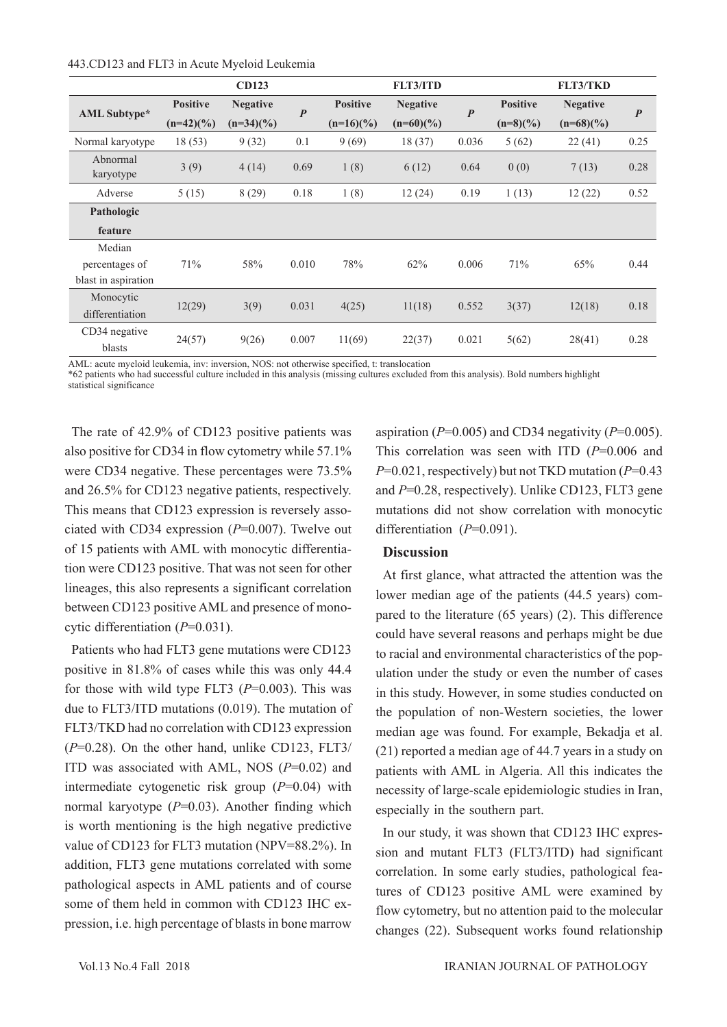| AML Subtype* | CD123 | | | FLT3/ITD | | | FLT3/TKD | | |
|---|---|---|---|---|---|---|---|---|---|
| | Positive (n=42)(%) | Negative (n=34)(%) | *P* | Positive (n=16)(%) | Negative (n=60)(%) | *P* | Positive (n=8)(%) | Negative (n=68)(%) | *P* |
| Normal karyotype | 18 (53) | 9 (32) | 0.1 | 9 (69) | 18 (37) | 0.036 | 5 (62) | 22 (41) | 0.25 |
| Abnormal karyotype | 3 (9) | 4 (14) | 0.69 | 1 (8) | 6 (12) | 0.64 | 0 (0) | 7 (13) | 0.28 |
| Adverse | 5 (15) | 8 (29) | 0.18 | 1 (8) | 12 (24) | 0.19 | 1 (13) | 12 (22) | 0.52 |
| **Pathologic feature** | | | | | | | | | |
| Median percentages of blast in aspiration | 71% | 58% | 0.010 | 78% | 62% | 0.006 | 71% | 65% | 0.44 |
| Monocytic differentiation | 12(29) | 3(9) | 0.031 | 4(25) | 11(18) | 0.552 | 3(37) | 12(18) | 0.18 |
| CD34 negative blasts | 24(57) | 9(26) | 0.007 | 11(69) | 22(37) | 0.021 | 5(62) | 28(41) | 0.28 |

AML: acute myeloid leukemia, inv: inversion, NOS: not otherwise specified, t: translocation
*62 patients who had successful culture included in this analysis (missing cultures excluded from this analysis). Bold numbers highlight statistical significance

The rate of 42.9% of CD123 positive patients was also positive for CD34 in flow cytometry while 57.1% were CD34 negative. These percentages were 73.5% and 26.5% for CD123 negative patients, respectively. This means that CD123 expression is reversely associated with CD34 expression ($P$=0.007). Twelve out of 15 patients with AML with monocytic differentiation were CD123 positive. That was not seen for other lineages, this also represents a significant correlation between CD123 positive AML and presence of monocytic differentiation ($P$=0.031).

Patients who had FLT3 gene mutations were CD123 positive in 81.8% of cases while this was only 44.4 for those with wild type FLT3 ($P$=0.003). This was due to FLT3/ITD mutations (0.019). The mutation of FLT3/TKD had no correlation with CD123 expression ($P$=0.28). On the other hand, unlike CD123, FLT3/ITD was associated with AML, NOS ($P$=0.02) and intermediate cytogenetic risk group ($P$=0.04) with normal karyotype ($P$=0.03). Another finding which is worth mentioning is the high negative predictive value of CD123 for FLT3 mutation (NPV=88.2%). In addition, FLT3 gene mutations correlated with some pathological aspects in AML patients and of course some of them held in common with CD123 IHC expression, i.e. high percentage of blasts in bone marrow aspiration ($P$=0.005) and CD34 negativity ($P$=0.005). This correlation was seen with ITD ($P$=0.006 and $P$=0.021, respectively) but not TKD mutation ($P$=0.43 and $P$=0.28, respectively). Unlike CD123, FLT3 gene mutations did not show correlation with monocytic differentiation ($P$=0.091).

## Discussion

At first glance, what attracted the attention was the lower median age of the patients (44.5 years) compared to the literature (65 years) (2). This difference could have several reasons and perhaps might be due to racial and environmental characteristics of the population under the study or even the number of cases in this study. However, in some studies conducted on the population of non-Western societies, the lower median age was found. For example, Bekadja et al. (21) reported a median age of 44.7 years in a study on patients with AML in Algeria. All this indicates the necessity of large-scale epidemiologic studies in Iran, especially in the southern part.

In our study, it was shown that CD123 IHC expression and mutant FLT3 (FLT3/ITD) had significant correlation. In some early studies, pathological features of CD123 positive AML were examined by flow cytometry, but no attention paid to the molecular changes (22). Subsequent works found relationship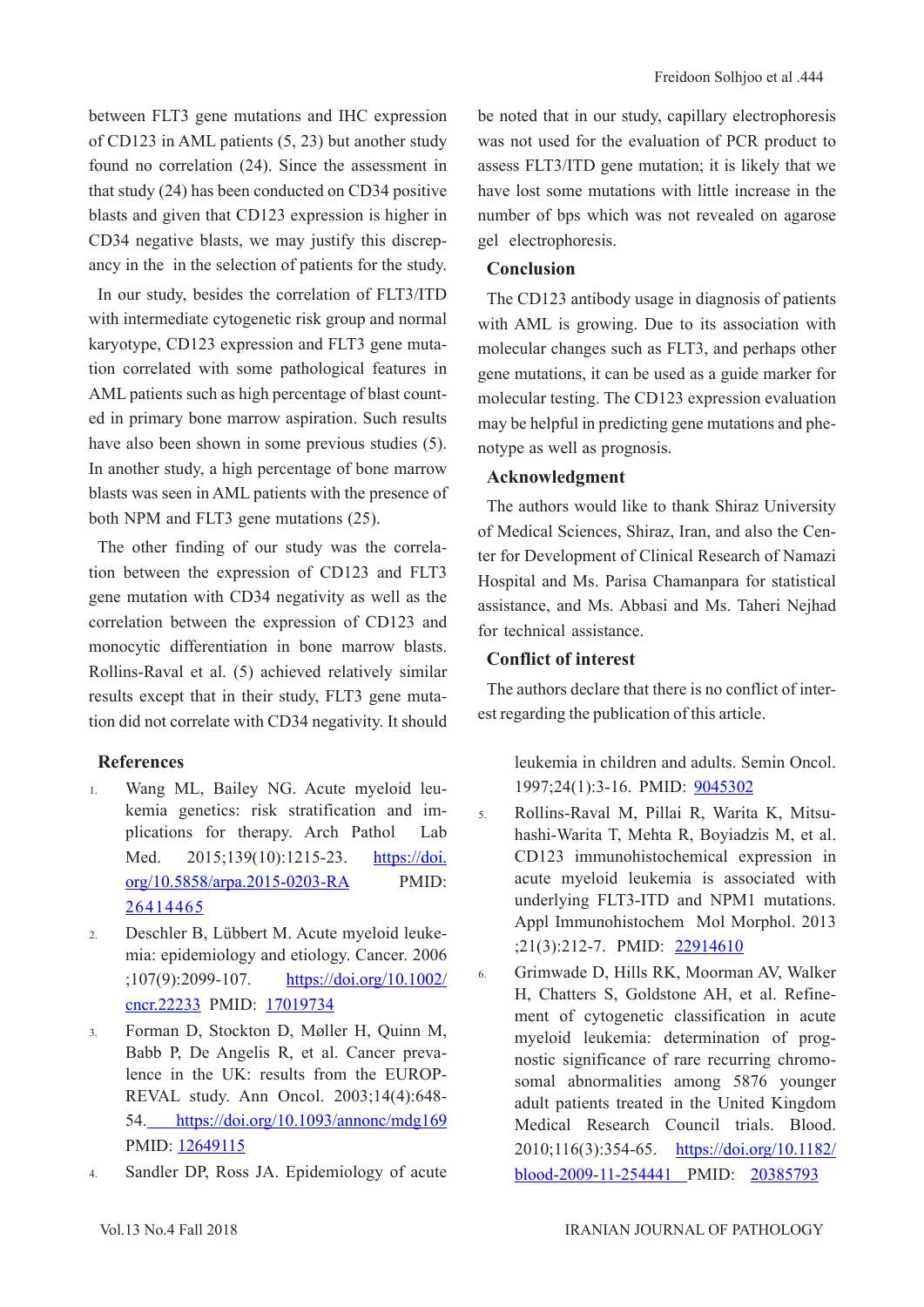between FLT3 gene mutations and IHC expression of CD123 in AML patients (5, 23) but another study found no correlation (24). Since the assessment in that study (24) has been conducted on CD34 positive blasts and given that CD123 expression is higher in CD34 negative blasts, we may justify this discrepancy in the  in the selection of patients for the study.

In our study, besides the correlation of FLT3/ITD with intermediate cytogenetic risk group and normal karyotype, CD123 expression and FLT3 gene mutation correlated with some pathological features in AML patients such as high percentage of blast counted in primary bone marrow aspiration. Such results have also been shown in some previous studies (5). In another study, a high percentage of bone marrow blasts was seen in AML patients with the presence of both NPM and FLT3 gene mutations (25).

The other finding of our study was the correlation between the expression of CD123 and FLT3 gene mutation with CD34 negativity as well as the correlation between the expression of CD123 and monocytic differentiation in bone marrow blasts. Rollins-Raval et al. (5) achieved relatively similar results except that in their study, FLT3 gene mutation did not correlate with CD34 negativity. It should be noted that in our study, capillary electrophoresis was not used for the evaluation of PCR product to assess FLT3/ITD gene mutation; it is likely that we have lost some mutations with little increase in the number of bps which was not revealed on agarose gel  electrophoresis.

## Conclusion

The CD123 antibody usage in diagnosis of patients with AML is growing. Due to its association with molecular changes such as FLT3, and perhaps other gene mutations, it can be used as a guide marker for molecular testing. The CD123 expression evaluation may be helpful in predicting gene mutations and phenotype as well as prognosis.

## Acknowledgment

The authors would like to thank Shiraz University of Medical Sciences, Shiraz, Iran, and also the Center for Development of Clinical Research of Namazi Hospital and Ms. Parisa Chamanpara for statistical assistance, and Ms. Abbasi and Ms. Taheri Nejhad for technical assistance.

## Conflict of interest

The authors declare that there is no conflict of interest regarding the publication of this article.

## References

1. Wang ML, Bailey NG. Acute myeloid leukemia genetics: risk stratification and implications for therapy. Arch Pathol Lab Med. 2015;139(10):1215-23. https://doi.org/10.5858/arpa.2015-0203-RA PMID: 26414465
2. Deschler B, Lübbert M. Acute myeloid leukemia: epidemiology and etiology. Cancer. 2006;107(9):2099-107. https://doi.org/10.1002/cncr.22233 PMID: 17019734
3. Forman D, Stockton D, Møller H, Quinn M, Babb P, De Angelis R, et al. Cancer prevalence in the UK: results from the EUROPREVAL study. Ann Oncol. 2003;14(4):648-54. https://doi.org/10.1093/annonc/mdg169 PMID: 12649115
4. Sandler DP, Ross JA. Epidemiology of acute leukemia in children and adults. Semin Oncol. 1997;24(1):3-16. PMID: 9045302
5. Rollins-Raval M, Pillai R, Warita K, Mitsuhashi-Warita T, Mehta R, Boyiadzis M, et al. CD123 immunohistochemical expression in acute myeloid leukemia is associated with underlying FLT3-ITD and NPM1 mutations. Appl Immunohistochem Mol Morphol. 2013;21(3):212-7. PMID: 22914610
6. Grimwade D, Hills RK, Moorman AV, Walker H, Chatters S, Goldstone AH, et al. Refinement of cytogenetic classification in acute myeloid leukemia: determination of prognostic significance of rare recurring chromosomal abnormalities among 5876 younger adult patients treated in the United Kingdom Medical Research Council trials. Blood. 2010;116(3):354-65. https://doi.org/10.1182/blood-2009-11-254441 PMID: 20385793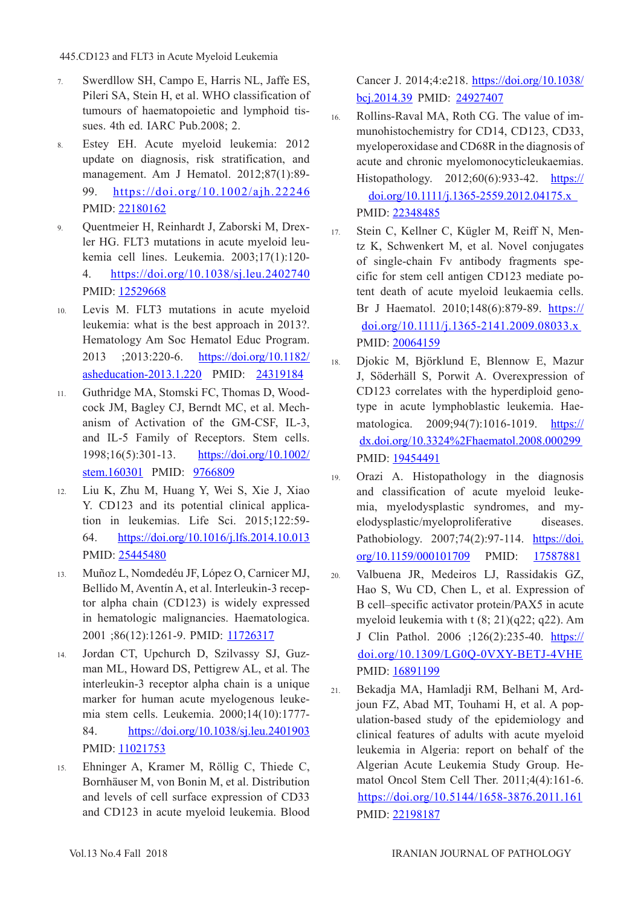7. Swerdllow SH, Campo E, Harris NL, Jaffe ES, Pileri SA, Stein H, et al. WHO classification of tumours of haematopoietic and lymphoid tissues. 4th ed. IARC Pub.2008; 2.
8. Estey EH. Acute myeloid leukemia: 2012 update on diagnosis, risk stratification, and management. Am J Hematol. 2012;87(1):89-99. https://doi.org/10.1002/ajh.22246 PMID: 22180162
9. Quentmeier H, Reinhardt J, Zaborski M, Drexler HG. FLT3 mutations in acute myeloid leukemia cell lines. Leukemia. 2003;17(1):120-4. https://doi.org/10.1038/sj.leu.2402740 PMID: 12529668
10. Levis M. FLT3 mutations in acute myeloid leukemia: what is the best approach in 2013?. Hematology Am Soc Hematol Educ Program. 2013 ;2013:220-6. https://doi.org/10.1182/asheducation-2013.1.220 PMID: 24319184
11. Guthridge MA, Stomski FC, Thomas D, Woodcock JM, Bagley CJ, Berndt MC, et al. Mechanism of Activation of the GM-CSF, IL-3, and IL-5 Family of Receptors. Stem cells. 1998;16(5):301-13. https://doi.org/10.1002/stem.160301 PMID: 9766809
12. Liu K, Zhu M, Huang Y, Wei S, Xie J, Xiao Y. CD123 and its potential clinical application in leukemias. Life Sci. 2015;122:59-64. https://doi.org/10.1016/j.lfs.2014.10.013 PMID: 25445480
13. Muñoz L, Nomdedéu JF, López O, Carnicer MJ, Bellido M, Aventín A, et al. Interleukin-3 receptor alpha chain (CD123) is widely expressed in hematologic malignancies. Haematologica. 2001 ;86(12):1261-9. PMID: 11726317
14. Jordan CT, Upchurch D, Szilvassy SJ, Guzman ML, Howard DS, Pettigrew AL, et al. The interleukin-3 receptor alpha chain is a unique marker for human acute myelogenous leukemia stem cells. Leukemia. 2000;14(10):1777-84. https://doi.org/10.1038/sj.leu.2401903 PMID: 11021753
15. Ehninger A, Kramer M, Röllig C, Thiede C, Bornhäuser M, von Bonin M, et al. Distribution and levels of cell surface expression of CD33 and CD123 in acute myeloid leukemia. Blood Cancer J. 2014;4:e218. https://doi.org/10.1038/bcj.2014.39 PMID: 24927407
16. Rollins-Raval MA, Roth CG. The value of immunohistochemistry for CD14, CD123, CD33, myeloperoxidase and CD68R in the diagnosis of acute and chronic myelomonocyticleukaemias. Histopathology. 2012;60(6):933-42. https://doi.org/10.1111/j.1365-2559.2012.04175.x PMID: 22348485
17. Stein C, Kellner C, Kügler M, Reiff N, Mentz K, Schwenkert M, et al. Novel conjugates of single-chain Fv antibody fragments specific for stem cell antigen CD123 mediate potent death of acute myeloid leukaemia cells. Br J Haematol. 2010;148(6):879-89. https://doi.org/10.1111/j.1365-2141.2009.08033.x PMID: 20064159
18. Djokic M, Björklund E, Blennow E, Mazur J, Söderhäll S, Porwit A. Overexpression of CD123 correlates with the hyperdiploid genotype in acute lymphoblastic leukemia. Haematologica. 2009;94(7):1016-1019. https://dx.doi.org/10.3324%2Fhaematol.2008.000299 PMID: 19454491
19. Orazi A. Histopathology in the diagnosis and classification of acute myeloid leukemia, myelodysplastic syndromes, and myelodysplastic/myeloproliferative diseases. Pathobiology. 2007;74(2):97-114. https://doi.org/10.1159/000101709 PMID: 17587881
20. Valbuena JR, Medeiros LJ, Rassidakis GZ, Hao S, Wu CD, Chen L, et al. Expression of B cell–specific activator protein/PAX5 in acute myeloid leukemia with t (8; 21)(q22; q22). Am J Clin Pathol. 2006 ;126(2):235-40. https://doi.org/10.1309/LG0Q-0VXY-BETJ-4VHE PMID: 16891199
21. Bekadja MA, Hamladji RM, Belhani M, Ardjoun FZ, Abad MT, Touhami H, et al. A population-based study of the epidemiology and clinical features of adults with acute myeloid leukemia in Algeria: report on behalf of the Algerian Acute Leukemia Study Group. Hematol Oncol Stem Cell Ther. 2011;4(4):161-6. https://doi.org/10.5144/1658-3876.2011.161 PMID: 22198187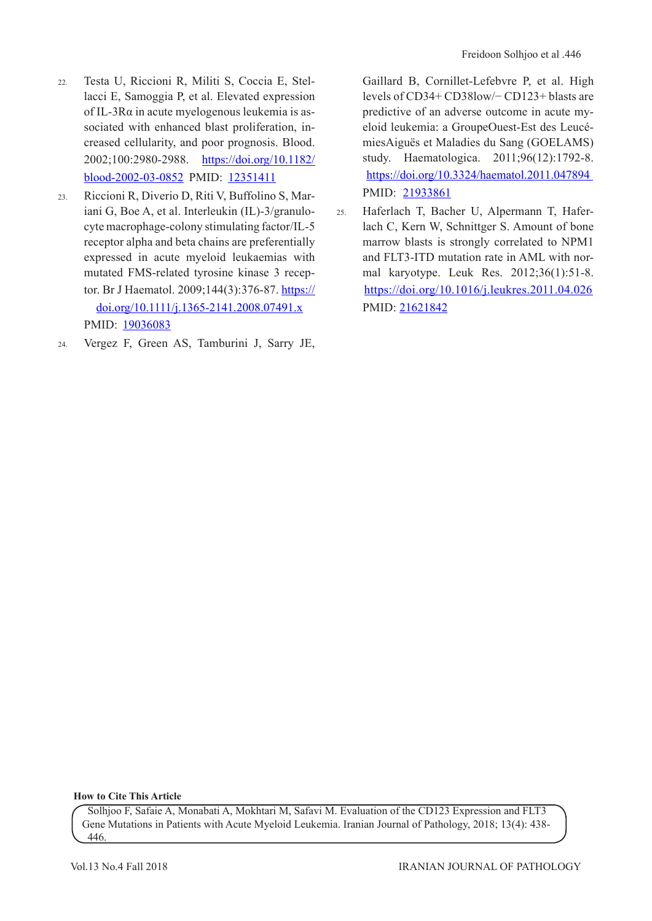22. Testa U, Riccioni R, Militi S, Coccia E, Stellacci E, Samoggia P, et al. Elevated expression of IL-3Rα in acute myelogenous leukemia is associated with enhanced blast proliferation, increased cellularity, and poor prognosis. Blood. 2002;100:2980-2988. https://doi.org/10.1182/blood-2002-03-0852 PMID: 12351411

23. Riccioni R, Diverio D, Riti V, Buffolino S, Mariani G, Boe A, et al. Interleukin (IL)-3/granulocyte macrophage-colony stimulating factor/IL-5 receptor alpha and beta chains are preferentially expressed in acute myeloid leukaemias with mutated FMS-related tyrosine kinase 3 receptor. Br J Haematol. 2009;144(3):376-87. https://doi.org/10.1111/j.1365-2141.2008.07491.x PMID: 19036083

24. Vergez F, Green AS, Tamburini J, Sarry JE, Gaillard B, Cornillet-Lefebvre P, et al. High levels of CD34+ CD38low/− CD123+ blasts are predictive of an adverse outcome in acute myeloid leukemia: a GroupeOuest-Est des Leucé-miesAiguës et Maladies du Sang (GOELAMS) study. Haematologica. 2011;96(12):1792-8. https://doi.org/10.3324/haematol.2011.047894 PMID: 21933861

25. Haferlach T, Bacher U, Alpermann T, Haferlach C, Kern W, Schnittger S. Amount of bone marrow blasts is strongly correlated to NPM1 and FLT3-ITD mutation rate in AML with normal karyotype. Leuk Res. 2012;36(1):51-8. https://doi.org/10.1016/j.leukres.2011.04.026 PMID: 21621842

**How to Cite This Article**

Solhjoo F, Safaie A, Monabati A, Mokhtari M, Safavi M. Evaluation of the CD123 Expression and FLT3 Gene Mutations in Patients with Acute Myeloid Leukemia. Iranian Journal of Pathology, 2018; 13(4): 438-446.